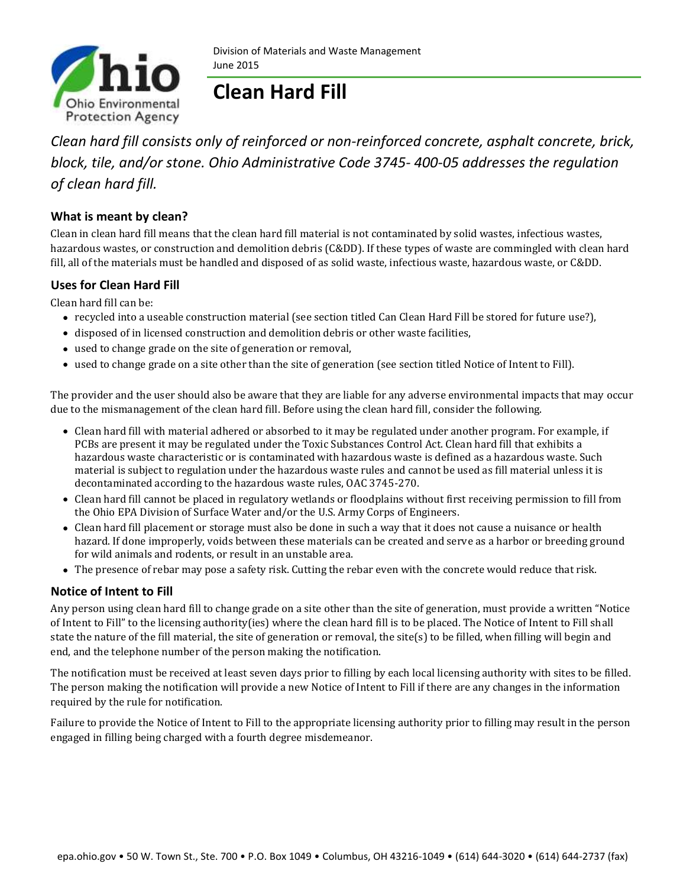Division of Materials and Waste Management
June 2015

# Clean Hard Fill

*Clean hard fill consists only of reinforced or non-reinforced concrete, asphalt concrete, brick, block, tile, and/or stone. Ohio Administrative Code 3745- 400-05 addresses the regulation of clean hard fill.*

## What is meant by clean?

Clean in clean hard fill means that the clean hard fill material is not contaminated by solid wastes, infectious wastes, hazardous wastes, or construction and demolition debris (C&DD). If these types of waste are commingled with clean hard fill, all of the materials must be handled and disposed of as solid waste, infectious waste, hazardous waste, or C&DD.

## Uses for Clean Hard Fill

Clean hard fill can be:

- recycled into a useable construction material (see section titled Can Clean Hard Fill be stored for future use?),
- disposed of in licensed construction and demolition debris or other waste facilities,
- used to change grade on the site of generation or removal,
- used to change grade on a site other than the site of generation (see section titled Notice of Intent to Fill).

The provider and the user should also be aware that they are liable for any adverse environmental impacts that may occur due to the mismanagement of the clean hard fill. Before using the clean hard fill, consider the following.

- Clean hard fill with material adhered or absorbed to it may be regulated under another program. For example, if PCBs are present it may be regulated under the Toxic Substances Control Act. Clean hard fill that exhibits a hazardous waste characteristic or is contaminated with hazardous waste is defined as a hazardous waste. Such material is subject to regulation under the hazardous waste rules and cannot be used as fill material unless it is decontaminated according to the hazardous waste rules, OAC 3745-270.
- Clean hard fill cannot be placed in regulatory wetlands or floodplains without first receiving permission to fill from the Ohio EPA Division of Surface Water and/or the U.S. Army Corps of Engineers.
- Clean hard fill placement or storage must also be done in such a way that it does not cause a nuisance or health hazard. If done improperly, voids between these materials can be created and serve as a harbor or breeding ground for wild animals and rodents, or result in an unstable area.
- The presence of rebar may pose a safety risk. Cutting the rebar even with the concrete would reduce that risk.

## Notice of Intent to Fill

Any person using clean hard fill to change grade on a site other than the site of generation, must provide a written "Notice of Intent to Fill" to the licensing authority(ies) where the clean hard fill is to be placed. The Notice of Intent to Fill shall state the nature of the fill material, the site of generation or removal, the site(s) to be filled, when filling will begin and end, and the telephone number of the person making the notification.

The notification must be received at least seven days prior to filling by each local licensing authority with sites to be filled. The person making the notification will provide a new Notice of Intent to Fill if there are any changes in the information required by the rule for notification.

Failure to provide the Notice of Intent to Fill to the appropriate licensing authority prior to filling may result in the person engaged in filling being charged with a fourth degree misdemeanor.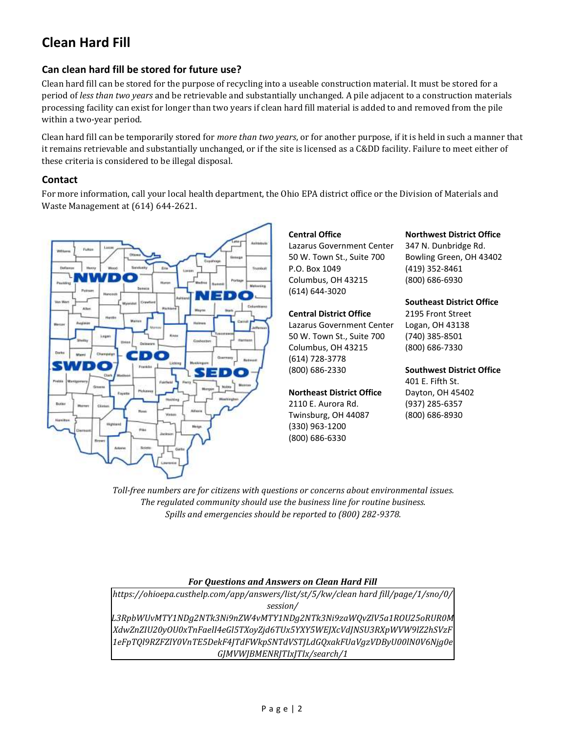# Clean Hard Fill

## Can clean hard fill be stored for future use?

Clean hard fill can be stored for the purpose of recycling into a useable construction material. It must be stored for a period of *less than two years* and be retrievable and substantially unchanged. A pile adjacent to a construction materials processing facility can exist for longer than two years if clean hard fill material is added to and removed from the pile within a two-year period.

Clean hard fill can be temporarily stored for *more than two years*, or for another purpose, if it is held in such a manner that it remains retrievable and substantially unchanged, or if the site is licensed as a C&DD facility. Failure to meet either of these criteria is considered to be illegal disposal.

## Contact

For more information, call your local health department, the Ohio EPA district office or the Division of Materials and Waste Management at (614) 644-2621.

**Central Office**
Lazarus Government Center
50 W. Town St., Suite 700
P.O. Box 1049
Columbus, OH 43215
(614) 644-3020

**Central District Office**
Lazarus Government Center
50 W. Town St., Suite 700
Columbus, OH 43215
(614) 728-3778
(800) 686-2330

**Northeast District Office**
2110 E. Aurora Rd.
Twinsburg, OH 44087
(330) 963-1200
(800) 686-6330

**Northwest District Office**
347 N. Dunbridge Rd.
Bowling Green, OH 43402
(419) 352-8461
(800) 686-6930

**Southeast District Office**
2195 Front Street
Logan, OH 43138
(740) 385-8501
(800) 686-7330

**Southwest District Office**
401 E. Fifth St.
Dayton, OH 45402
(937) 285-6357
(800) 686-8930

*Toll-free numbers are for citizens with questions or concerns about environmental issues.*
*The regulated community should use the business line for routine business.*
*Spills and emergencies should be reported to (800) 282-9378.*

***For Questions and Answers on Clean Hard Fill***

*https://ohioepa.custhelp.com/app/answers/list/st/5/kw/clean hard fill/page/1/sno/0/session/L3RpbWUvMTY1NDg2NTk3Ni9nZW4vMTY1NDg2NTk3Ni9zaWQvZlV5a1ROU25oRUR0MXdwZnZIU20yOU0xTnFaelI4eGl5TXoyZjd6TUx5YXY5WEJXcVdJNSU3RXpWVW9lZ2hSVzF1eFpTQl9RZFZIY0VnTE5DekF4JTdFWkpSNTdVSTJLdGQxakFUaVgzVDByU00lN0V6Njg0eGJMVWJBMENRJTIxJTIx/search/1*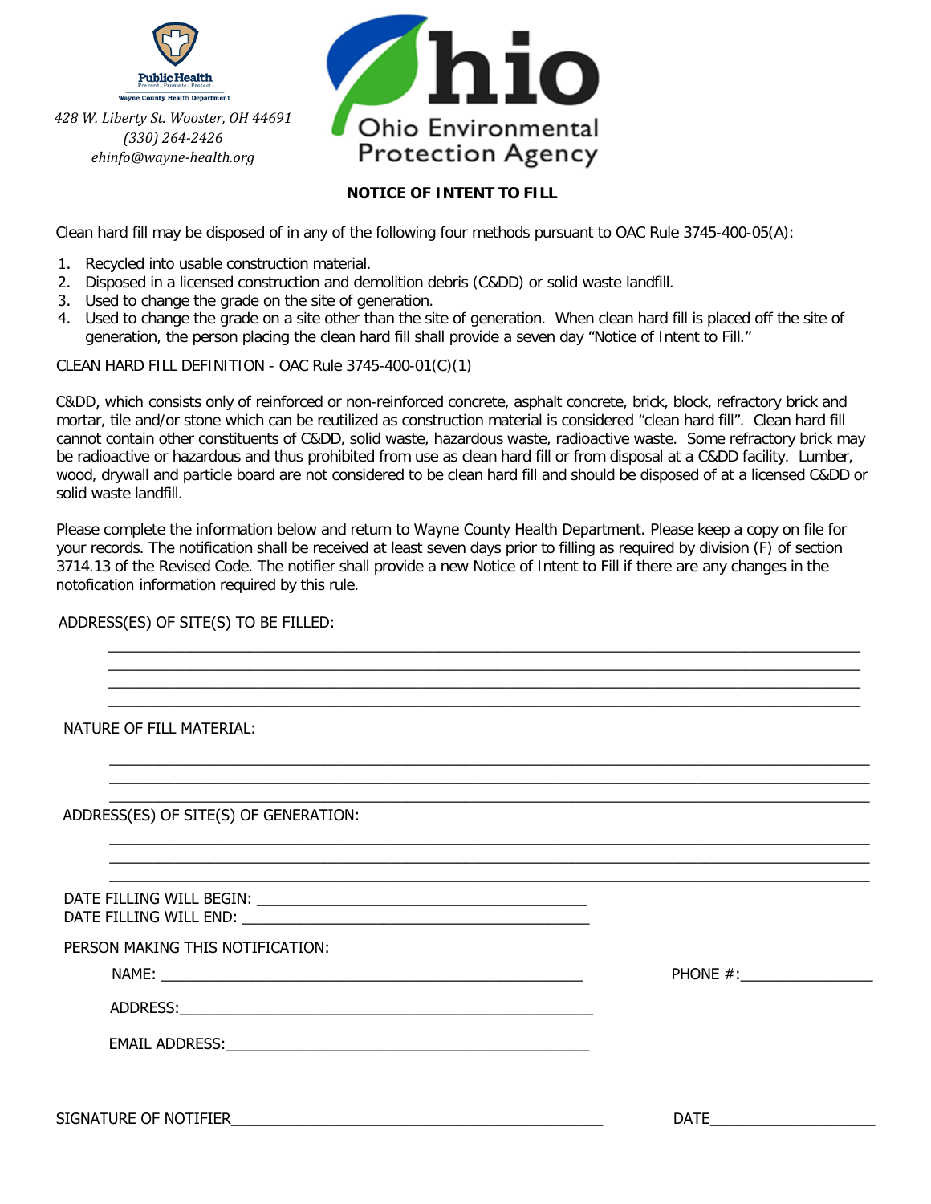Public Health
Prevent. Promote. Protect.
Wayne County Health Department

*428 W. Liberty St. Wooster, OH 44691*
*(330) 264-2426*
*ehinfo@wayne-health.org*

Ohio Environmental Protection Agency

**NOTICE OF INTENT TO FILL**

Clean hard fill may be disposed of in any of the following four methods pursuant to OAC Rule 3745-400-05(A):

1. Recycled into usable construction material.
2. Disposed in a licensed construction and demolition debris (C&DD) or solid waste landfill.
3. Used to change the grade on the site of generation.
4. Used to change the grade on a site other than the site of generation. When clean hard fill is placed off the site of generation, the person placing the clean hard fill shall provide a seven day "Notice of Intent to Fill."

CLEAN HARD FILL DEFINITION - OAC Rule 3745-400-01(C)(1)

C&DD, which consists only of reinforced or non-reinforced concrete, asphalt concrete, brick, block, refractory brick and mortar, tile and/or stone which can be reutilized as construction material is considered "clean hard fill". Clean hard fill cannot contain other constituents of C&DD, solid waste, hazardous waste, radioactive waste. Some refractory brick may be radioactive or hazardous and thus prohibited from use as clean hard fill or from disposal at a C&DD facility. Lumber, wood, drywall and particle board are not considered to be clean hard fill and should be disposed of at a licensed C&DD or solid waste landfill.

Please complete the information below and return to Wayne County Health Department. Please keep a copy on file for your records. The notification shall be received at least seven days prior to filling as required by division (F) of section 3714.13 of the Revised Code. The notifier shall provide a new Notice of Intent to Fill if there are any changes in the notofication information required by this rule.

ADDRESS(ES) OF SITE(S) TO BE FILLED:

______________________________________________________________________________
______________________________________________________________________________
______________________________________________________________________________
______________________________________________________________________________

NATURE OF FILL MATERIAL:

______________________________________________________________________________
______________________________________________________________________________
______________________________________________________________________________

ADDRESS(ES) OF SITE(S) OF GENERATION:

______________________________________________________________________________
______________________________________________________________________________
______________________________________________________________________________

DATE FILLING WILL BEGIN: ________________________________________
DATE FILLING WILL END: __________________________________________

PERSON MAKING THIS NOTIFICATION:

NAME: ______________________________________________________ PHONE #:________________

ADDRESS:____________________________________________________

EMAIL ADDRESS:______________________________________________

SIGNATURE OF NOTIFIER_______________________________________________ DATE____________________